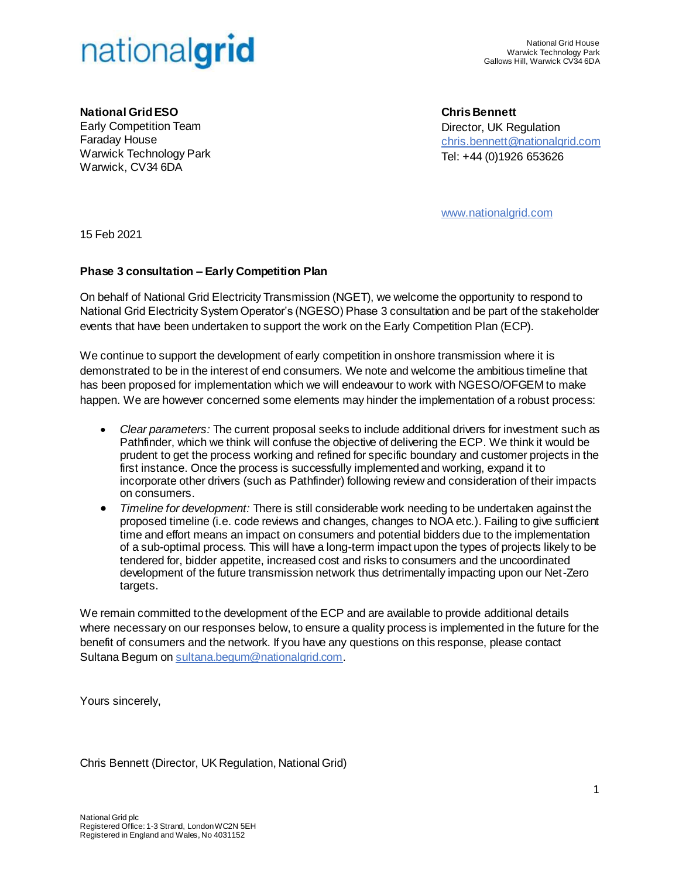nationalgrid

National Grid House
Warwick Technology Park
Gallows Hill, Warwick CV34 6DA

**National Grid ESO**
Early Competition Team
Faraday House
Warwick Technology Park
Warwick, CV34 6DA

**Chris Bennett**
Director, UK Regulation
chris.bennett@nationalgrid.com
Tel: +44 (0)1926 653626

www.nationalgrid.com

15 Feb 2021

**Phase 3 consultation – Early Competition Plan**

On behalf of National Grid Electricity Transmission (NGET), we welcome the opportunity to respond to National Grid Electricity System Operator's (NGESO) Phase 3 consultation and be part of the stakeholder events that have been undertaken to support the work on the Early Competition Plan (ECP).

We continue to support the development of early competition in onshore transmission where it is demonstrated to be in the interest of end consumers. We note and welcome the ambitious timeline that has been proposed for implementation which we will endeavour to work with NGESO/OFGEM to make happen. We are however concerned some elements may hinder the implementation of a robust process:

- *Clear parameters:* The current proposal seeks to include additional drivers for investment such as Pathfinder, which we think will confuse the objective of delivering the ECP. We think it would be prudent to get the process working and refined for specific boundary and customer projects in the first instance. Once the process is successfully implemented and working, expand it to incorporate other drivers (such as Pathfinder) following review and consideration of their impacts on consumers.
- *Timeline for development:* There is still considerable work needing to be undertaken against the proposed timeline (i.e. code reviews and changes, changes to NOA etc.). Failing to give sufficient time and effort means an impact on consumers and potential bidders due to the implementation of a sub-optimal process. This will have a long-term impact upon the types of projects likely to be tendered for, bidder appetite, increased cost and risks to consumers and the uncoordinated development of the future transmission network thus detrimentally impacting upon our Net-Zero targets.

We remain committed to the development of the ECP and are available to provide additional details where necessary on our responses below, to ensure a quality process is implemented in the future for the benefit of consumers and the network. If you have any questions on this response, please contact Sultana Begum on sultana.begum@nationalgrid.com.

Yours sincerely,

Chris Bennett (Director, UK Regulation, National Grid)

National Grid plc
Registered Office: 1-3 Strand, London WC2N 5EH
Registered in England and Wales, No 4031152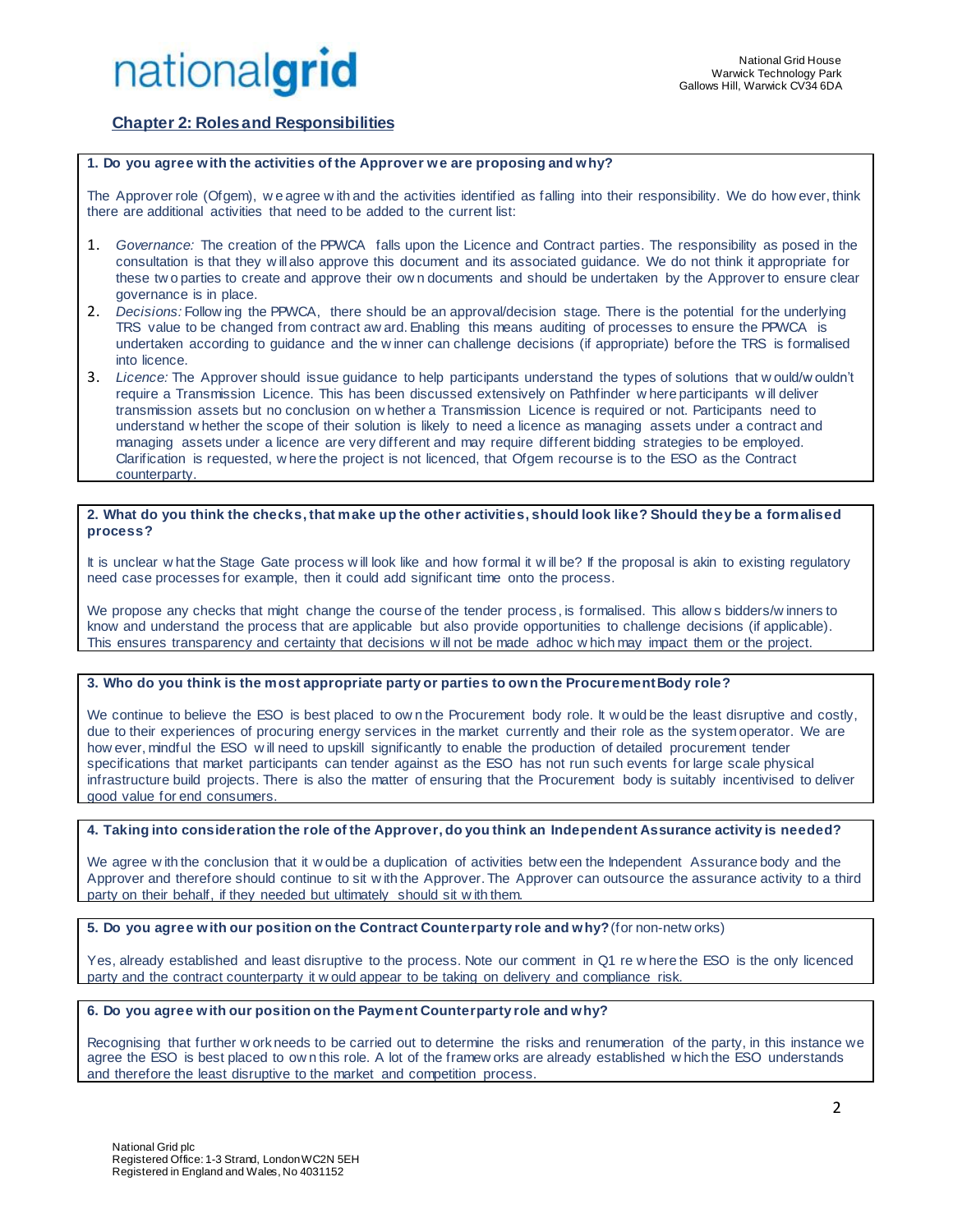## Chapter 2: Roles and Responsibilities

**1. Do you agree with the activities of the Approver we are proposing and why?**

The Approver role (Ofgem), we agree with and the activities identified as falling into their responsibility. We do however, think there are additional activities that need to be added to the current list:

1. *Governance:* The creation of the PPWCA falls upon the Licence and Contract parties. The responsibility as posed in the consultation is that they will also approve this document and its associated guidance. We do not think it appropriate for these two parties to create and approve their own documents and should be undertaken by the Approver to ensure clear governance is in place.
2. *Decisions:* Following the PPWCA, there should be an approval/decision stage. There is the potential for the underlying TRS value to be changed from contract award. Enabling this means auditing of processes to ensure the PPWCA is undertaken according to guidance and the winner can challenge decisions (if appropriate) before the TRS is formalised into licence.
3. *Licence:* The Approver should issue guidance to help participants understand the types of solutions that would/wouldn't require a Transmission Licence. This has been discussed extensively on Pathfinder where participants will deliver transmission assets but no conclusion on whether a Transmission Licence is required or not. Participants need to understand whether the scope of their solution is likely to need a licence as managing assets under a contract and managing assets under a licence are very different and may require different bidding strategies to be employed. Clarification is requested, where the project is not licenced, that Ofgem recourse is to the ESO as the Contract counterparty.

**2. What do you think the checks, that make up the other activities, should look like? Should they be a formalised process?**

It is unclear what the Stage Gate process will look like and how formal it will be? If the proposal is akin to existing regulatory need case processes for example, then it could add significant time onto the process.

We propose any checks that might change the course of the tender process, is formalised. This allows bidders/winners to know and understand the process that are applicable but also provide opportunities to challenge decisions (if applicable). This ensures transparency and certainty that decisions will not be made adhoc which may impact them or the project.

**3. Who do you think is the most appropriate party or parties to own the Procurement Body role?**

We continue to believe the ESO is best placed to own the Procurement body role. It would be the least disruptive and costly, due to their experiences of procuring energy services in the market currently and their role as the system operator. We are however, mindful the ESO will need to upskill significantly to enable the production of detailed procurement tender specifications that market participants can tender against as the ESO has not run such events for large scale physical infrastructure build projects. There is also the matter of ensuring that the Procurement body is suitably incentivised to deliver good value for end consumers.

**4. Taking into consideration the role of the Approver, do you think an Independent Assurance activity is needed?**

We agree with the conclusion that it would be a duplication of activities between the Independent Assurance body and the Approver and therefore should continue to sit with the Approver. The Approver can outsource the assurance activity to a third party on their behalf, if they needed but ultimately should sit with them.

**5. Do you agree with our position on the Contract Counterparty role and why?** (for non-networks)

Yes, already established and least disruptive to the process. Note our comment in Q1 re where the ESO is the only licenced party and the contract counterparty it would appear to be taking on delivery and compliance risk.

**6. Do you agree with our position on the Payment Counterparty role and why?**

Recognising that further work needs to be carried out to determine the risks and renumeration of the party, in this instance we agree the ESO is best placed to own this role. A lot of the frameworks are already established which the ESO understands and therefore the least disruptive to the market and competition process.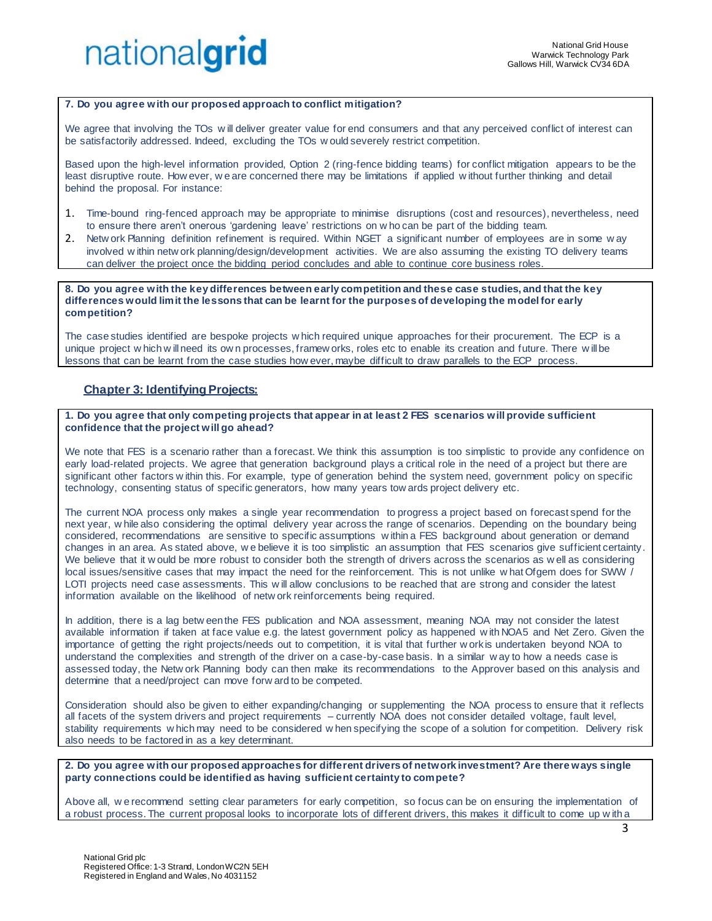**7. Do you agree with our proposed approach to conflict mitigation?**

We agree that involving the TOs will deliver greater value for end consumers and that any perceived conflict of interest can be satisfactorily addressed. Indeed, excluding the TOs would severely restrict competition.

Based upon the high-level information provided, Option 2 (ring-fence bidding teams) for conflict mitigation appears to be the least disruptive route. However, we are concerned there may be limitations if applied without further thinking and detail behind the proposal. For instance:

1. Time-bound ring-fenced approach may be appropriate to minimise disruptions (cost and resources), nevertheless, need to ensure there aren't onerous 'gardening leave' restrictions on who can be part of the bidding team.
2. Network Planning definition refinement is required. Within NGET a significant number of employees are in some way involved within network planning/design/development activities. We are also assuming the existing TO delivery teams can deliver the project once the bidding period concludes and able to continue core business roles.

**8. Do you agree with the key differences between early competition and these case studies, and that the key differences would limit the lessons that can be learnt for the purposes of developing the model for early competition?**

The case studies identified are bespoke projects which required unique approaches for their procurement. The ECP is a unique project which will need its own processes, frameworks, roles etc to enable its creation and future. There will be lessons that can be learnt from the case studies however, maybe difficult to draw parallels to the ECP process.

## Chapter 3: Identifying Projects:

**1. Do you agree that only competing projects that appear in at least 2 FES scenarios will provide sufficient confidence that the project will go ahead?**

We note that FES is a scenario rather than a forecast. We think this assumption is too simplistic to provide any confidence on early load-related projects. We agree that generation background plays a critical role in the need of a project but there are significant other factors within this. For example, type of generation behind the system need, government policy on specific technology, consenting status of specific generators, how many years towards project delivery etc.

The current NOA process only makes a single year recommendation to progress a project based on forecast spend for the next year, while also considering the optimal delivery year across the range of scenarios. Depending on the boundary being considered, recommendations are sensitive to specific assumptions within a FES background about generation or demand changes in an area. As stated above, we believe it is too simplistic an assumption that FES scenarios give sufficient certainty. We believe that it would be more robust to consider both the strength of drivers across the scenarios as well as considering local issues/sensitive cases that may impact the need for the reinforcement. This is not unlike what Ofgem does for SWW / LOTI projects need case assessments. This will allow conclusions to be reached that are strong and consider the latest information available on the likelihood of network reinforcements being required.

In addition, there is a lag between the FES publication and NOA assessment, meaning NOA may not consider the latest available information if taken at face value e.g. the latest government policy as happened with NOA5 and Net Zero. Given the importance of getting the right projects/needs out to competition, it is vital that further work is undertaken beyond NOA to understand the complexities and strength of the driver on a case-by-case basis. In a similar way to how a needs case is assessed today, the Network Planning body can then make its recommendations to the Approver based on this analysis and determine that a need/project can move forward to be competed.

Consideration should also be given to either expanding/changing or supplementing the NOA process to ensure that it reflects all facets of the system drivers and project requirements – currently NOA does not consider detailed voltage, fault level, stability requirements which may need to be considered when specifying the scope of a solution for competition. Delivery risk also needs to be factored in as a key determinant.

**2. Do you agree with our proposed approaches for different drivers of network investment? Are there ways single party connections could be identified as having sufficient certainty to compete?**

Above all, we recommend setting clear parameters for early competition, so focus can be on ensuring the implementation of a robust process. The current proposal looks to incorporate lots of different drivers, this makes it difficult to come up with a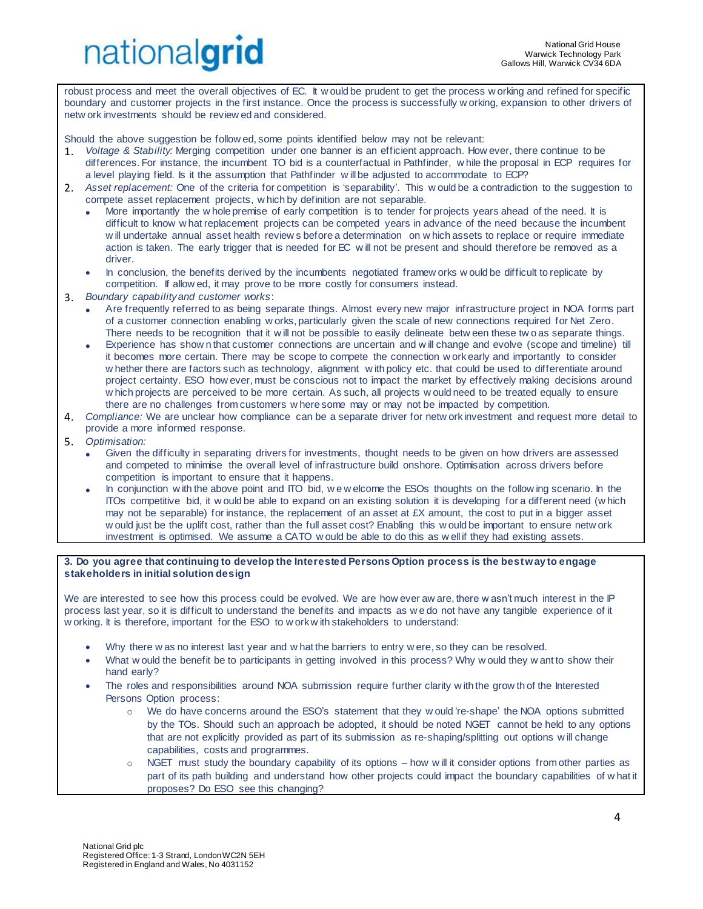robust process and meet the overall objectives of EC. It would be prudent to get the process working and refined for specific boundary and customer projects in the first instance. Once the process is successfully working, expansion to other drivers of network investments should be reviewed and considered.

Should the above suggestion be followed, some points identified below may not be relevant:

1. *Voltage & Stability:* Merging competition under one banner is an efficient approach. However, there continue to be differences. For instance, the incumbent TO bid is a counterfactual in Pathfinder, while the proposal in ECP requires for a level playing field. Is it the assumption that Pathfinder will be adjusted to accommodate to ECP?
2. *Asset replacement:* One of the criteria for competition is 'separability'. This would be a contradiction to the suggestion to compete asset replacement projects, which by definition are not separable.
   - More importantly the whole premise of early competition is to tender for projects years ahead of the need. It is difficult to know what replacement projects can be competed years in advance of the need because the incumbent will undertake annual asset health reviews before a determination on which assets to replace or require immediate action is taken. The early trigger that is needed for EC will not be present and should therefore be removed as a driver.
   - In conclusion, the benefits derived by the incumbents negotiated frameworks would be difficult to replicate by competition. If allowed, it may prove to be more costly for consumers instead.
3. *Boundary capability and customer works*:
   - Are frequently referred to as being separate things. Almost every new major infrastructure project in NOA forms part of a customer connection enabling works, particularly given the scale of new connections required for Net Zero. There needs to be recognition that it will not be possible to easily delineate between these two as separate things.
   - Experience has shown that customer connections are uncertain and will change and evolve (scope and timeline) till it becomes more certain. There may be scope to compete the connection work early and importantly to consider whether there are factors such as technology, alignment with policy etc. that could be used to differentiate around project certainty. ESO however, must be conscious not to impact the market by effectively making decisions around which projects are perceived to be more certain. As such, all projects would need to be treated equally to ensure there are no challenges from customers where some may or may not be impacted by competition.
4. *Compliance:* We are unclear how compliance can be a separate driver for network investment and request more detail to provide a more informed response.
5. *Optimisation:*
   - Given the difficulty in separating drivers for investments, thought needs to be given on how drivers are assessed and competed to minimise the overall level of infrastructure build onshore. Optimisation across drivers before competition is important to ensure that it happens.
   - In conjunction with the above point and ITO bid, we welcome the ESOs thoughts on the following scenario. In the ITOs competitive bid, it would be able to expand on an existing solution it is developing for a different need (which may not be separable) for instance, the replacement of an asset at £X amount, the cost to put in a bigger asset would just be the uplift cost, rather than the full asset cost? Enabling this would be important to ensure network investment is optimised. We assume a CATO would be able to do this as well if they had existing assets.

**3. Do you agree that continuing to develop the Interested Persons Option process is the best way to engage stakeholders in initial solution design**

We are interested to see how this process could be evolved. We are however aware, there wasn't much interest in the IP process last year, so it is difficult to understand the benefits and impacts as we do not have any tangible experience of it working. It is therefore, important for the ESO to work with stakeholders to understand:

- Why there was no interest last year and what the barriers to entry were, so they can be resolved.
- What would the benefit be to participants in getting involved in this process? Why would they want to show their hand early?
- The roles and responsibilities around NOA submission require further clarity with the growth of the Interested Persons Option process:
  - We do have concerns around the ESO's statement that they would 're-shape' the NOA options submitted by the TOs. Should such an approach be adopted, it should be noted NGET cannot be held to any options that are not explicitly provided as part of its submission as re-shaping/splitting out options will change capabilities, costs and programmes.
  - NGET must study the boundary capability of its options – how will it consider options from other parties as part of its path building and understand how other projects could impact the boundary capabilities of what it proposes? Do ESO see this changing?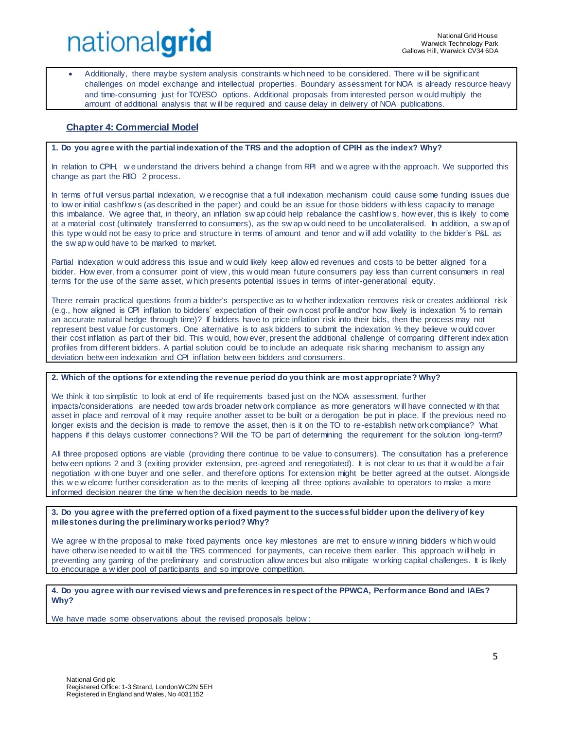- Additionally, there maybe system analysis constraints which need to be considered. There will be significant challenges on model exchange and intellectual properties. Boundary assessment for NOA is already resource heavy and time-consuming just for TO/ESO options. Additional proposals from interested person would multiply the amount of additional analysis that will be required and cause delay in delivery of NOA publications.

## Chapter 4: Commercial Model

**1. Do you agree with the partial indexation of the TRS and the adoption of CPIH as the index? Why?**

In relation to CPIH, we understand the drivers behind a change from RPI and we agree with the approach. We supported this change as part the RIIO 2 process.

In terms of full versus partial indexation, we recognise that a full indexation mechanism could cause some funding issues due to lower initial cashflows (as described in the paper) and could be an issue for those bidders with less capacity to manage this imbalance. We agree that, in theory, an inflation swap could help rebalance the cashflows, however, this is likely to come at a material cost (ultimately transferred to consumers), as the swap would need to be uncollateralised. In addition, a swap of this type would not be easy to price and structure in terms of amount and tenor and will add volatility to the bidder's P&L as the swap would have to be marked to market.

Partial indexation would address this issue and would likely keep allowed revenues and costs to be better aligned for a bidder. However, from a consumer point of view, this would mean future consumers pay less than current consumers in real terms for the use of the same asset, which presents potential issues in terms of inter-generational equity.

There remain practical questions from a bidder's perspective as to whether indexation removes risk or creates additional risk (e.g., how aligned is CPI inflation to bidders' expectation of their own cost profile and/or how likely is indexation % to remain an accurate natural hedge through time)? If bidders have to price inflation risk into their bids, then the process may not represent best value for customers. One alternative is to ask bidders to submit the indexation % they believe would cover their cost inflation as part of their bid. This would, however, present the additional challenge of comparing different indexation profiles from different bidders. A partial solution could be to include an adequate risk sharing mechanism to assign any deviation between indexation and CPI inflation between bidders and consumers.

**2. Which of the options for extending the revenue period do you think are most appropriate? Why?**

We think it too simplistic to look at end of life requirements based just on the NOA assessment, further impacts/considerations are needed towards broader network compliance as more generators will have connected with that asset in place and removal of it may require another asset to be built or a derogation be put in place. If the previous need no longer exists and the decision is made to remove the asset, then is it on the TO to re-establish network compliance? What happens if this delays customer connections? Will the TO be part of determining the requirement for the solution long-term?

All three proposed options are viable (providing there continue to be value to consumers). The consultation has a preference between options 2 and 3 (exiting provider extension, pre-agreed and renegotiated). It is not clear to us that it would be a fair negotiation with one buyer and one seller, and therefore options for extension might be better agreed at the outset. Alongside this we welcome further consideration as to the merits of keeping all three options available to operators to make a more informed decision nearer the time when the decision needs to be made.

**3. Do you agree with the preferred option of a fixed payment to the successful bidder upon the delivery of key milestones during the preliminary works period? Why?**

We agree with the proposal to make fixed payments once key milestones are met to ensure winning bidders which would have otherwise needed to wait till the TRS commenced for payments, can receive them earlier. This approach will help in preventing any gaming of the preliminary and construction allowances but also mitigate working capital challenges. It is likely to encourage a wider pool of participants and so improve competition.

**4. Do you agree with our revised views and preferences in respect of the PPWCA, Performance Bond and IAEs? Why?**

We have made some observations about the revised proposals below: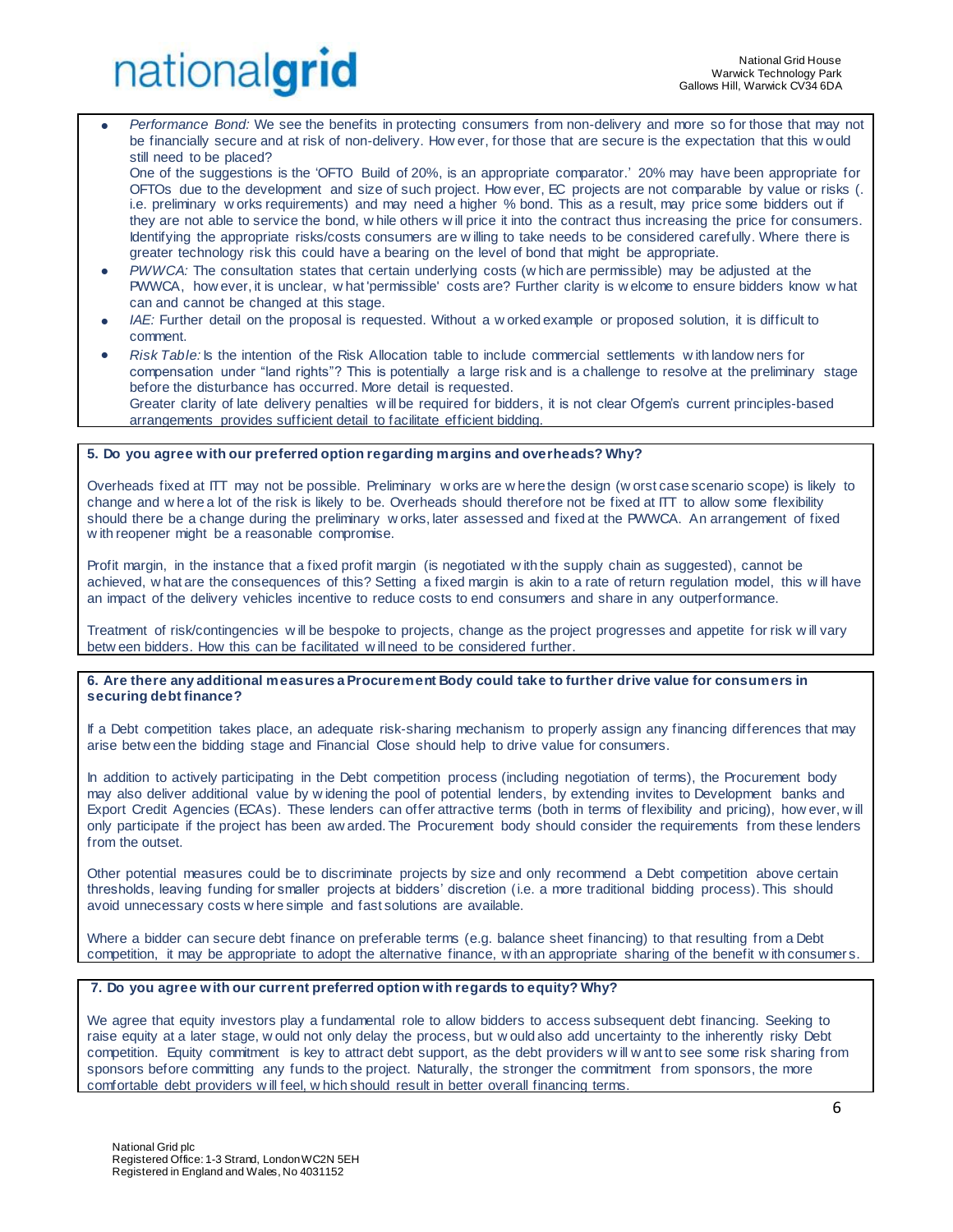- *Performance Bond:* We see the benefits in protecting consumers from non-delivery and more so for those that may not be financially secure and at risk of non-delivery. However, for those that are secure is the expectation that this would still need to be placed?
  One of the suggestions is the 'OFTO Build of 20%, is an appropriate comparator.' 20% may have been appropriate for OFTOs due to the development and size of such project. However, EC projects are not comparable by value or risks (. i.e. preliminary works requirements) and may need a higher % bond. This as a result, may price some bidders out if they are not able to service the bond, while others will price it into the contract thus increasing the price for consumers. Identifying the appropriate risks/costs consumers are willing to take needs to be considered carefully. Where there is greater technology risk this could have a bearing on the level of bond that might be appropriate.
- *PWWCA:* The consultation states that certain underlying costs (which are permissible) may be adjusted at the PWWCA, however, it is unclear, what 'permissible' costs are? Further clarity is welcome to ensure bidders know what can and cannot be changed at this stage.
- *IAE:* Further detail on the proposal is requested. Without a worked example or proposed solution, it is difficult to comment.
- *Risk Table:* Is the intention of the Risk Allocation table to include commercial settlements with landowners for compensation under "land rights"? This is potentially a large risk and is a challenge to resolve at the preliminary stage before the disturbance has occurred. More detail is requested.
  Greater clarity of late delivery penalties will be required for bidders, it is not clear Ofgem's current principles-based arrangements provides sufficient detail to facilitate efficient bidding.

**5. Do you agree with our preferred option regarding margins and overheads? Why?**

Overheads fixed at ITT may not be possible. Preliminary works are where the design (worst case scenario scope) is likely to change and where a lot of the risk is likely to be. Overheads should therefore not be fixed at ITT to allow some flexibility should there be a change during the preliminary works, later assessed and fixed at the PWWCA. An arrangement of fixed with reopener might be a reasonable compromise.

Profit margin, in the instance that a fixed profit margin (is negotiated with the supply chain as suggested), cannot be achieved, what are the consequences of this? Setting a fixed margin is akin to a rate of return regulation model, this will have an impact of the delivery vehicles incentive to reduce costs to end consumers and share in any outperformance.

Treatment of risk/contingencies will be bespoke to projects, change as the project progresses and appetite for risk will vary between bidders. How this can be facilitated will need to be considered further.

**6. Are there any additional measures a Procurement Body could take to further drive value for consumers in securing debt finance?**

If a Debt competition takes place, an adequate risk-sharing mechanism to properly assign any financing differences that may arise between the bidding stage and Financial Close should help to drive value for consumers.

In addition to actively participating in the Debt competition process (including negotiation of terms), the Procurement body may also deliver additional value by widening the pool of potential lenders, by extending invites to Development banks and Export Credit Agencies (ECAs). These lenders can offer attractive terms (both in terms of flexibility and pricing), however, will only participate if the project has been awarded. The Procurement body should consider the requirements from these lenders from the outset.

Other potential measures could be to discriminate projects by size and only recommend a Debt competition above certain thresholds, leaving funding for smaller projects at bidders' discretion (i.e. a more traditional bidding process). This should avoid unnecessary costs where simple and fast solutions are available.

Where a bidder can secure debt finance on preferable terms (e.g. balance sheet financing) to that resulting from a Debt competition, it may be appropriate to adopt the alternative finance, with an appropriate sharing of the benefit with consumers.

**7. Do you agree with our current preferred option with regards to equity? Why?**

We agree that equity investors play a fundamental role to allow bidders to access subsequent debt financing. Seeking to raise equity at a later stage, would not only delay the process, but would also add uncertainty to the inherently risky Debt competition. Equity commitment is key to attract debt support, as the debt providers will want to see some risk sharing from sponsors before committing any funds to the project. Naturally, the stronger the commitment from sponsors, the more comfortable debt providers will feel, which should result in better overall financing terms.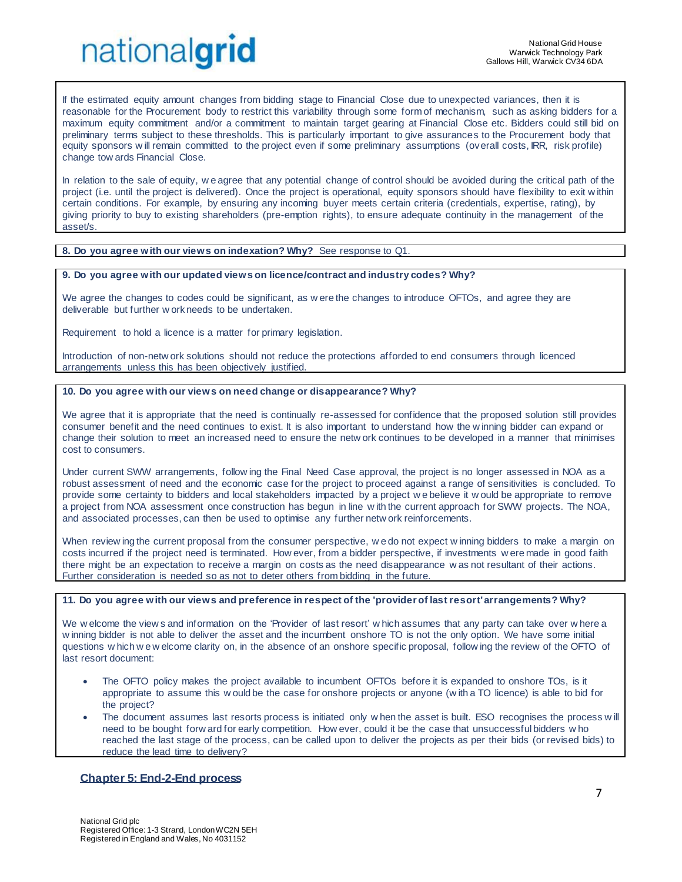If the estimated equity amount changes from bidding stage to Financial Close due to unexpected variances, then it is reasonable for the Procurement body to restrict this variability through some form of mechanism, such as asking bidders for a maximum equity commitment and/or a commitment to maintain target gearing at Financial Close etc. Bidders could still bid on preliminary terms subject to these thresholds. This is particularly important to give assurances to the Procurement body that equity sponsors will remain committed to the project even if some preliminary assumptions (overall costs, IRR, risk profile) change towards Financial Close.

In relation to the sale of equity, we agree that any potential change of control should be avoided during the critical path of the project (i.e. until the project is delivered). Once the project is operational, equity sponsors should have flexibility to exit within certain conditions. For example, by ensuring any incoming buyer meets certain criteria (credentials, expertise, rating), by giving priority to buy to existing shareholders (pre-emption rights), to ensure adequate continuity in the management of the asset/s.

**8. Do you agree with our views on indexation? Why?** See response to Q1.

**9. Do you agree with our updated views on licence/contract and industry codes? Why?**

We agree the changes to codes could be significant, as were the changes to introduce OFTOs, and agree they are deliverable but further work needs to be undertaken.

Requirement to hold a licence is a matter for primary legislation.

Introduction of non-network solutions should not reduce the protections afforded to end consumers through licenced arrangements unless this has been objectively justified.

**10. Do you agree with our views on need change or disappearance? Why?**

We agree that it is appropriate that the need is continually re-assessed for confidence that the proposed solution still provides consumer benefit and the need continues to exist. It is also important to understand how the winning bidder can expand or change their solution to meet an increased need to ensure the network continues to be developed in a manner that minimises cost to consumers.

Under current SWW arrangements, following the Final Need Case approval, the project is no longer assessed in NOA as a robust assessment of need and the economic case for the project to proceed against a range of sensitivities is concluded. To provide some certainty to bidders and local stakeholders impacted by a project we believe it would be appropriate to remove a project from NOA assessment once construction has begun in line with the current approach for SWW projects. The NOA, and associated processes, can then be used to optimise any further network reinforcements.

When reviewing the current proposal from the consumer perspective, we do not expect winning bidders to make a margin on costs incurred if the project need is terminated. However, from a bidder perspective, if investments were made in good faith there might be an expectation to receive a margin on costs as the need disappearance was not resultant of their actions. Further consideration is needed so as not to deter others from bidding in the future.

**11. Do you agree with our views and preference in respect of the 'provider of last resort' arrangements? Why?**

We welcome the views and information on the 'Provider of last resort' which assumes that any party can take over where a winning bidder is not able to deliver the asset and the incumbent onshore TO is not the only option. We have some initial questions which we welcome clarity on, in the absence of an onshore specific proposal, following the review of the OFTO of last resort document:

- The OFTO policy makes the project available to incumbent OFTOs before it is expanded to onshore TOs, is it appropriate to assume this would be the case for onshore projects or anyone (with a TO licence) is able to bid for the project?
- The document assumes last resorts process is initiated only when the asset is built. ESO recognises the process will need to be bought forward for early competition. However, could it be the case that unsuccessful bidders who reached the last stage of the process, can be called upon to deliver the projects as per their bids (or revised bids) to reduce the lead time to delivery?

## Chapter 5: End-2-End process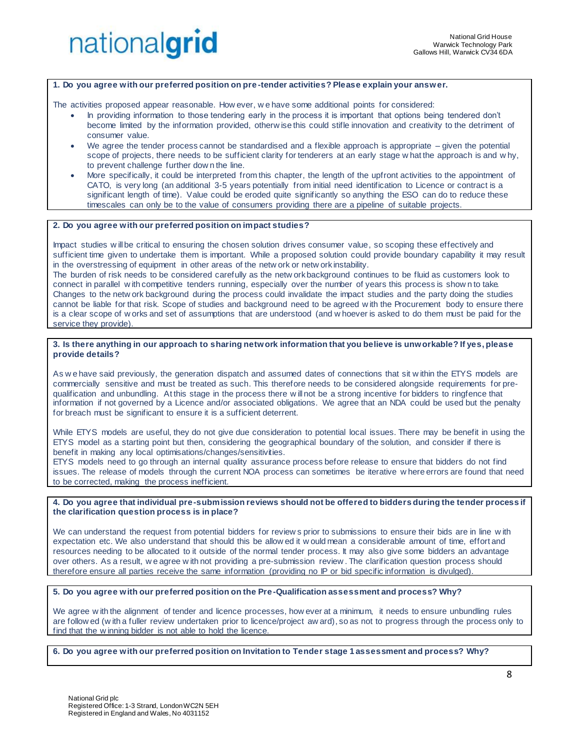**1. Do you agree with our preferred position on pre-tender activities? Please explain your answer.**

The activities proposed appear reasonable. However, we have some additional points for considered:

- In providing information to those tendering early in the process it is important that options being tendered don't become limited by the information provided, otherwise this could stifle innovation and creativity to the detriment of consumer value.
- We agree the tender process cannot be standardised and a flexible approach is appropriate – given the potential scope of projects, there needs to be sufficient clarity for tenderers at an early stage what the approach is and why, to prevent challenge further down the line.
- More specifically, it could be interpreted from this chapter, the length of the upfront activities to the appointment of CATO, is very long (an additional 3-5 years potentially from initial need identification to Licence or contract is a significant length of time). Value could be eroded quite significantly so anything the ESO can do to reduce these timescales can only be to the value of consumers providing there are a pipeline of suitable projects.

**2. Do you agree with our preferred position on impact studies?**

Impact studies will be critical to ensuring the chosen solution drives consumer value, so scoping these effectively and sufficient time given to undertake them is important. While a proposed solution could provide boundary capability it may result in the overstressing of equipment in other areas of the network or network instability.
The burden of risk needs to be considered carefully as the network background continues to be fluid as customers look to connect in parallel with competitive tenders running, especially over the number of years this process is shown to take. Changes to the network background during the process could invalidate the impact studies and the party doing the studies cannot be liable for that risk. Scope of studies and background need to be agreed with the Procurement body to ensure there is a clear scope of works and set of assumptions that are understood (and whoever is asked to do them must be paid for the service they provide).

**3. Is there anything in our approach to sharing network information that you believe is unworkable? If yes, please provide details?**

As we have said previously, the generation dispatch and assumed dates of connections that sit within the ETYS models are commercially sensitive and must be treated as such. This therefore needs to be considered alongside requirements for pre-qualification and unbundling. At this stage in the process there will not be a strong incentive for bidders to ringfence that information if not governed by a Licence and/or associated obligations. We agree that an NDA could be used but the penalty for breach must be significant to ensure it is a sufficient deterrent.

While ETYS models are useful, they do not give due consideration to potential local issues. There may be benefit in using the ETYS model as a starting point but then, considering the geographical boundary of the solution, and consider if there is benefit in making any local optimisations/changes/sensitivities.
ETYS models need to go through an internal quality assurance process before release to ensure that bidders do not find issues. The release of models through the current NOA process can sometimes be iterative where errors are found that need to be corrected, making the process inefficient.

**4. Do you agree that individual pre-submission reviews should not be offered to bidders during the tender process if the clarification question process is in place?**

We can understand the request from potential bidders for reviews prior to submissions to ensure their bids are in line with expectation etc. We also understand that should this be allowed it would mean a considerable amount of time, effort and resources needing to be allocated to it outside of the normal tender process. It may also give some bidders an advantage over others. As a result, we agree with not providing a pre-submission review. The clarification question process should therefore ensure all parties receive the same information (providing no IP or bid specific information is divulged).

**5. Do you agree with our preferred position on the Pre-Qualification assessment and process? Why?**

We agree with the alignment of tender and licence processes, however at a minimum, it needs to ensure unbundling rules are followed (with a fuller review undertaken prior to licence/project award), so as not to progress through the process only to find that the winning bidder is not able to hold the licence.

**6. Do you agree with our preferred position on Invitation to Tender stage 1 assessment and process? Why?**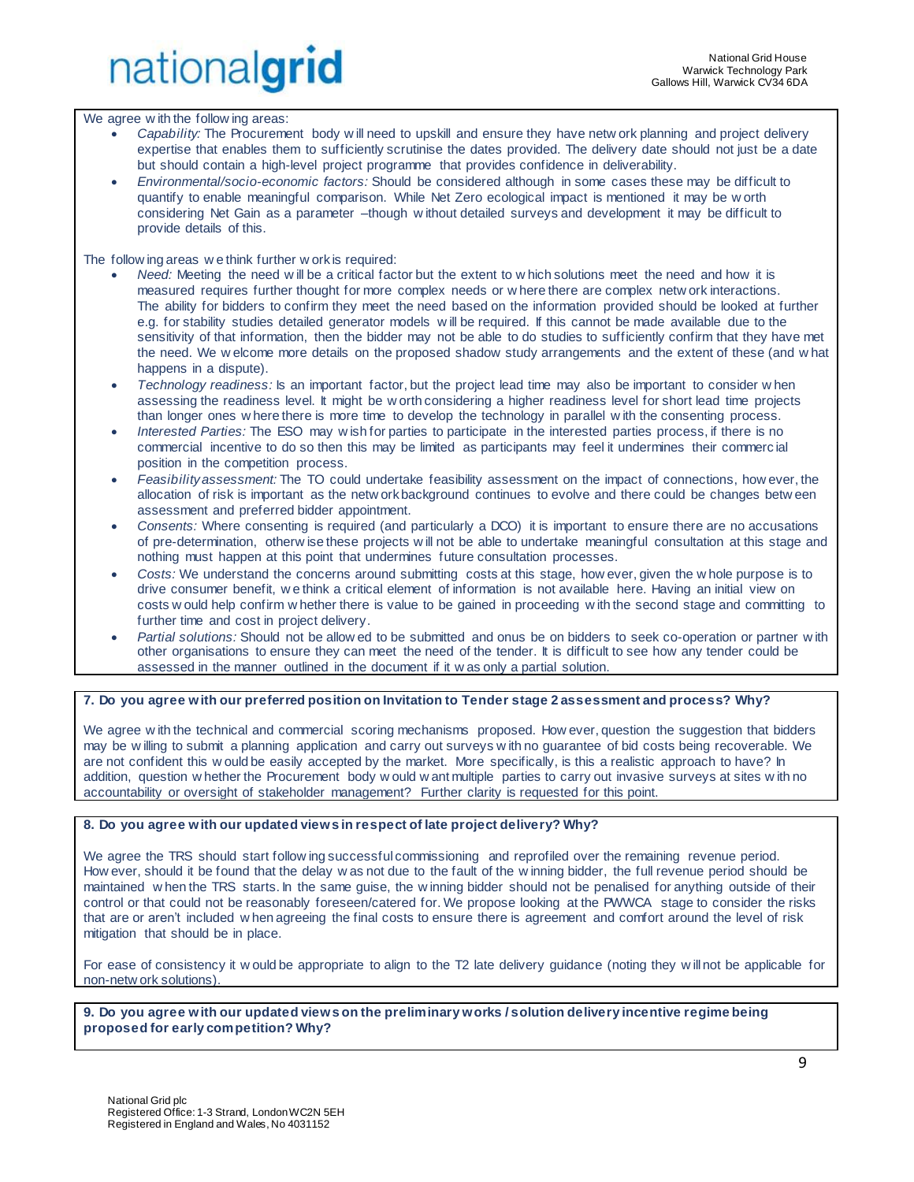We agree with the following areas:

- *Capability:* The Procurement body will need to upskill and ensure they have network planning and project delivery expertise that enables them to sufficiently scrutinise the dates provided. The delivery date should not just be a date but should contain a high-level project programme that provides confidence in deliverability.
- *Environmental/socio-economic factors:* Should be considered although in some cases these may be difficult to quantify to enable meaningful comparison. While Net Zero ecological impact is mentioned it may be worth considering Net Gain as a parameter –though without detailed surveys and development it may be difficult to provide details of this.

The following areas we think further work is required:

- *Need:* Meeting the need will be a critical factor but the extent to which solutions meet the need and how it is measured requires further thought for more complex needs or where there are complex network interactions. The ability for bidders to confirm they meet the need based on the information provided should be looked at further e.g. for stability studies detailed generator models will be required. If this cannot be made available due to the sensitivity of that information, then the bidder may not be able to do studies to sufficiently confirm that they have met the need. We welcome more details on the proposed shadow study arrangements and the extent of these (and what happens in a dispute).
- *Technology readiness:* Is an important factor, but the project lead time may also be important to consider when assessing the readiness level. It might be worth considering a higher readiness level for short lead time projects than longer ones where there is more time to develop the technology in parallel with the consenting process.
- *Interested Parties:* The ESO may wish for parties to participate in the interested parties process, if there is no commercial incentive to do so then this may be limited as participants may feel it undermines their commercial position in the competition process.
- *Feasibility assessment:* The TO could undertake feasibility assessment on the impact of connections, however, the allocation of risk is important as the network background continues to evolve and there could be changes between assessment and preferred bidder appointment.
- *Consents:* Where consenting is required (and particularly a DCO) it is important to ensure there are no accusations of pre-determination, otherwise these projects will not be able to undertake meaningful consultation at this stage and nothing must happen at this point that undermines future consultation processes.
- *Costs:* We understand the concerns around submitting costs at this stage, however, given the whole purpose is to drive consumer benefit, we think a critical element of information is not available here. Having an initial view on costs would help confirm whether there is value to be gained in proceeding with the second stage and committing to further time and cost in project delivery.
- *Partial solutions:* Should not be allowed to be submitted and onus be on bidders to seek co-operation or partner with other organisations to ensure they can meet the need of the tender. It is difficult to see how any tender could be assessed in the manner outlined in the document if it was only a partial solution.

**7. Do you agree with our preferred position on Invitation to Tender stage 2 assessment and process? Why?**

We agree with the technical and commercial scoring mechanisms proposed. However, question the suggestion that bidders may be willing to submit a planning application and carry out surveys with no guarantee of bid costs being recoverable. We are not confident this would be easily accepted by the market. More specifically, is this a realistic approach to have? In addition, question whether the Procurement body would want multiple parties to carry out invasive surveys at sites with no accountability or oversight of stakeholder management? Further clarity is requested for this point.

**8. Do you agree with our updated views in respect of late project delivery? Why?**

We agree the TRS should start following successful commissioning and reprofiled over the remaining revenue period. However, should it be found that the delay was not due to the fault of the winning bidder, the full revenue period should be maintained when the TRS starts. In the same guise, the winning bidder should not be penalised for anything outside of their control or that could not be reasonably foreseen/catered for. We propose looking at the PWWCA stage to consider the risks that are or aren't included when agreeing the final costs to ensure there is agreement and comfort around the level of risk mitigation that should be in place.

For ease of consistency it would be appropriate to align to the T2 late delivery guidance (noting they will not be applicable for non-network solutions).

**9. Do you agree with our updated views on the preliminary works / solution delivery incentive regime being proposed for early competition? Why?**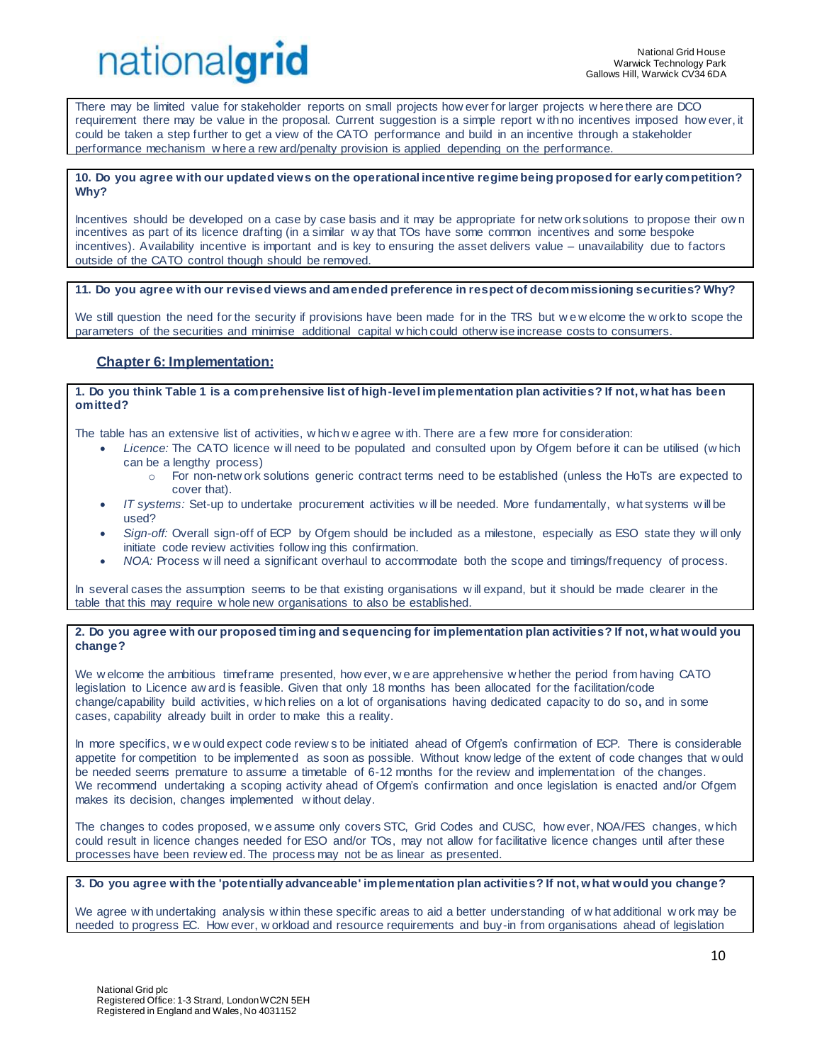There may be limited value for stakeholder reports on small projects however for larger projects where there are DCO requirement there may be value in the proposal. Current suggestion is a simple report with no incentives imposed however, it could be taken a step further to get a view of the CATO performance and build in an incentive through a stakeholder performance mechanism where a reward/penalty provision is applied depending on the performance.

**10. Do you agree with our updated views on the operational incentive regime being proposed for early competition? Why?**

Incentives should be developed on a case by case basis and it may be appropriate for network solutions to propose their own incentives as part of its licence drafting (in a similar way that TOs have some common incentives and some bespoke incentives). Availability incentive is important and is key to ensuring the asset delivers value – unavailability due to factors outside of the CATO control though should be removed.

**11. Do you agree with our revised views and amended preference in respect of decommissioning securities? Why?**

We still question the need for the security if provisions have been made for in the TRS but we welcome the work to scope the parameters of the securities and minimise additional capital which could otherwise increase costs to consumers.

## Chapter 6: Implementation:

**1. Do you think Table 1 is a comprehensive list of high-level implementation plan activities? If not, what has been omitted?**

The table has an extensive list of activities, which we agree with. There are a few more for consideration:

- *Licence:* The CATO licence will need to be populated and consulted upon by Ofgem before it can be utilised (which can be a lengthy process)
  - For non-network solutions generic contract terms need to be established (unless the HoTs are expected to cover that).
- *IT systems:* Set-up to undertake procurement activities will be needed. More fundamentally, what systems will be used?
- *Sign-off:* Overall sign-off of ECP by Ofgem should be included as a milestone, especially as ESO state they will only initiate code review activities following this confirmation.
- *NOA:* Process will need a significant overhaul to accommodate both the scope and timings/frequency of process.

In several cases the assumption seems to be that existing organisations will expand, but it should be made clearer in the table that this may require whole new organisations to also be established.

**2. Do you agree with our proposed timing and sequencing for implementation plan activities? If not, what would you change?**

We welcome the ambitious timeframe presented, however, we are apprehensive whether the period from having CATO legislation to Licence award is feasible. Given that only 18 months has been allocated for the facilitation/code change/capability build activities, which relies on a lot of organisations having dedicated capacity to do so**,** and in some cases, capability already built in order to make this a reality.

In more specifics, we would expect code reviews to be initiated ahead of Ofgem's confirmation of ECP. There is considerable appetite for competition to be implemented as soon as possible. Without knowledge of the extent of code changes that would be needed seems premature to assume a timetable of 6-12 months for the review and implementation of the changes. We recommend undertaking a scoping activity ahead of Ofgem's confirmation and once legislation is enacted and/or Ofgem makes its decision, changes implemented without delay.

The changes to codes proposed, we assume only covers STC, Grid Codes and CUSC, however, NOA/FES changes, which could result in licence changes needed for ESO and/or TOs, may not allow for facilitative licence changes until after these processes have been reviewed. The process may not be as linear as presented.

**3. Do you agree with the 'potentially advanceable' implementation plan activities? If not, what would you change?**

We agree with undertaking analysis within these specific areas to aid a better understanding of what additional work may be needed to progress EC. However, workload and resource requirements and buy-in from organisations ahead of legislation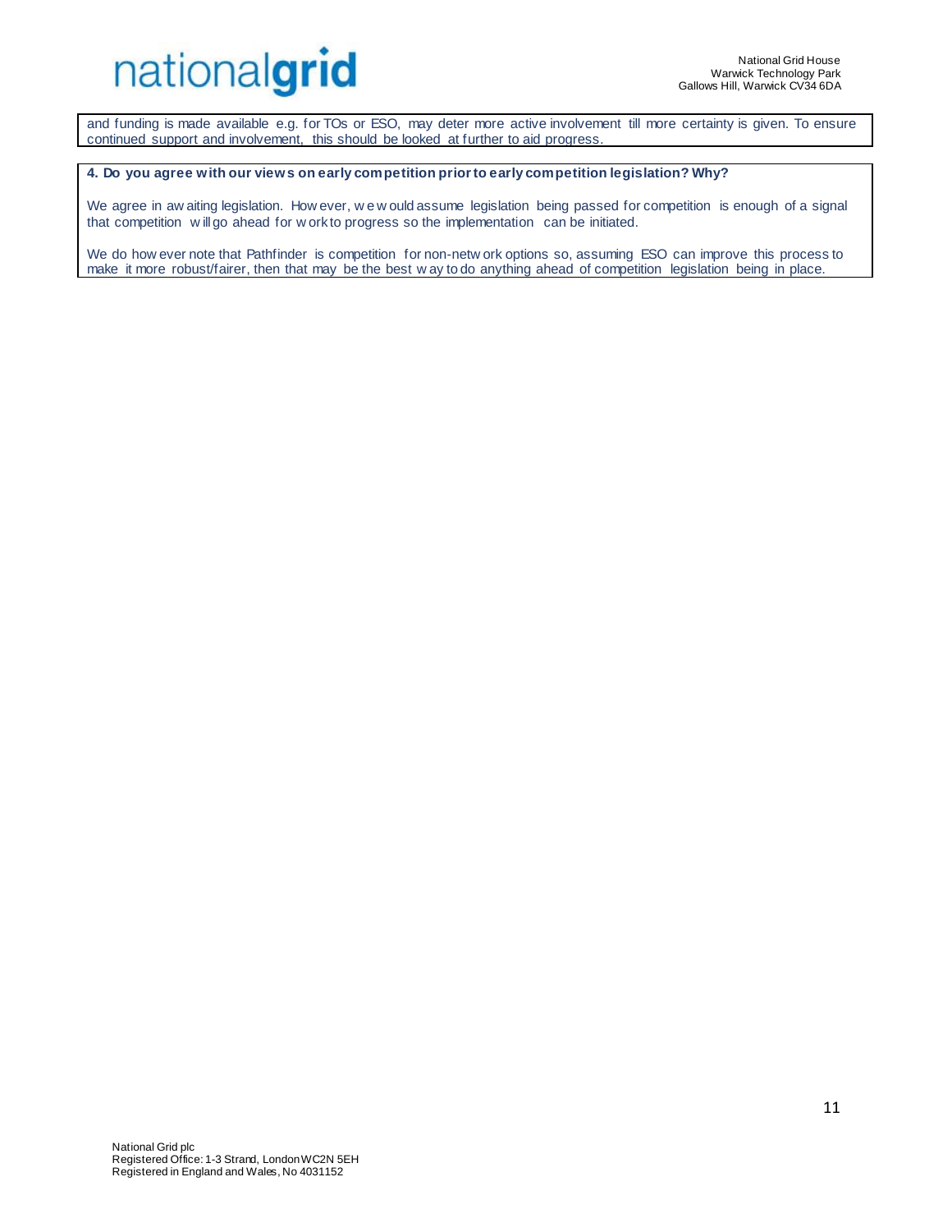and funding is made available e.g. for TOs or ESO, may deter more active involvement till more certainty is given. To ensure continued support and involvement, this should be looked at further to aid progress.

**4. Do you agree with our views on early competition prior to early competition legislation? Why?**

We agree in awaiting legislation. However, we would assume legislation being passed for competition is enough of a signal that competition will go ahead for work to progress so the implementation can be initiated.

We do however note that Pathfinder is competition for non-network options so, assuming ESO can improve this process to make it more robust/fairer, then that may be the best way to do anything ahead of competition legislation being in place.